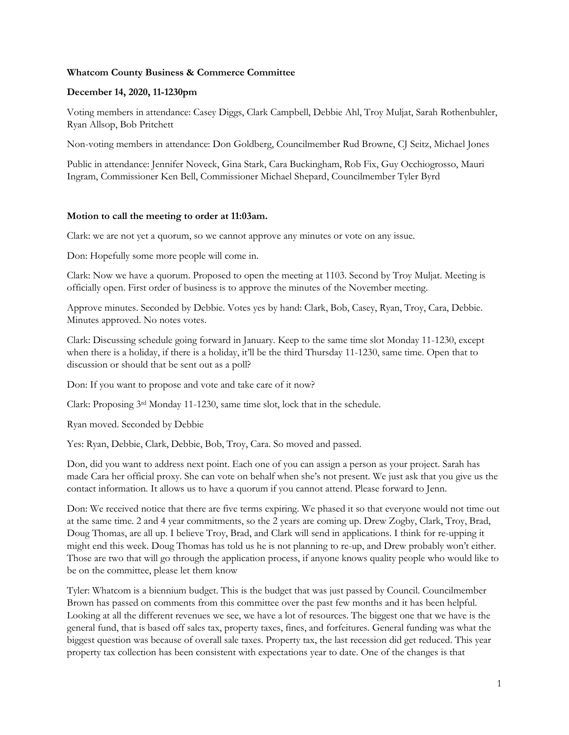**Whatcom County Business & Commerce Committee**

**December 14, 2020, 11-1230pm**

Voting members in attendance: Casey Diggs, Clark Campbell, Debbie Ahl, Troy Muljat, Sarah Rothenbuhler, Ryan Allsop, Bob Pritchett

Non-voting members in attendance: Don Goldberg, Councilmember Rud Browne, CJ Seitz, Michael Jones

Public in attendance: Jennifer Noveck, Gina Stark, Cara Buckingham, Rob Fix, Guy Occhiogrosso, Mauri Ingram, Commissioner Ken Bell, Commissioner Michael Shepard, Councilmember Tyler Byrd

**Motion to call the meeting to order at 11:03am.**

Clark: we are not yet a quorum, so we cannot approve any minutes or vote on any issue.

Don: Hopefully some more people will come in.

Clark: Now we have a quorum. Proposed to open the meeting at 1103. Second by Troy Muljat. Meeting is officially open. First order of business is to approve the minutes of the November meeting.

Approve minutes. Seconded by Debbie. Votes yes by hand: Clark, Bob, Casey, Ryan, Troy, Cara, Debbie. Minutes approved. No notes votes.

Clark: Discussing schedule going forward in January. Keep to the same time slot Monday 11-1230, except when there is a holiday, if there is a holiday, it'll be the third Thursday 11-1230, same time. Open that to discussion or should that be sent out as a poll?

Don: If you want to propose and vote and take care of it now?

Clark: Proposing 3rd Monday 11-1230, same time slot, lock that in the schedule.

Ryan moved. Seconded by Debbie

Yes: Ryan, Debbie, Clark, Debbie, Bob, Troy, Cara. So moved and passed.

Don, did you want to address next point. Each one of you can assign a person as your project. Sarah has made Cara her official proxy. She can vote on behalf when she's not present. We just ask that you give us the contact information. It allows us to have a quorum if you cannot attend. Please forward to Jenn.

Don: We received notice that there are five terms expiring. We phased it so that everyone would not time out at the same time. 2 and 4 year commitments, so the 2 years are coming up. Drew Zogby, Clark, Troy, Brad, Doug Thomas, are all up. I believe Troy, Brad, and Clark will send in applications. I think for re-upping it might end this week. Doug Thomas has told us he is not planning to re-up, and Drew probably won't either. Those are two that will go through the application process, if anyone knows quality people who would like to be on the committee, please let them know

Tyler: Whatcom is a biennium budget. This is the budget that was just passed by Council. Councilmember Brown has passed on comments from this committee over the past few months and it has been helpful. Looking at all the different revenues we see, we have a lot of resources. The biggest one that we have is the general fund, that is based off sales tax, property taxes, fines, and forfeitures. General funding was what the biggest question was because of overall sale taxes. Property tax, the last recession did get reduced. This year property tax collection has been consistent with expectations year to date. One of the changes is that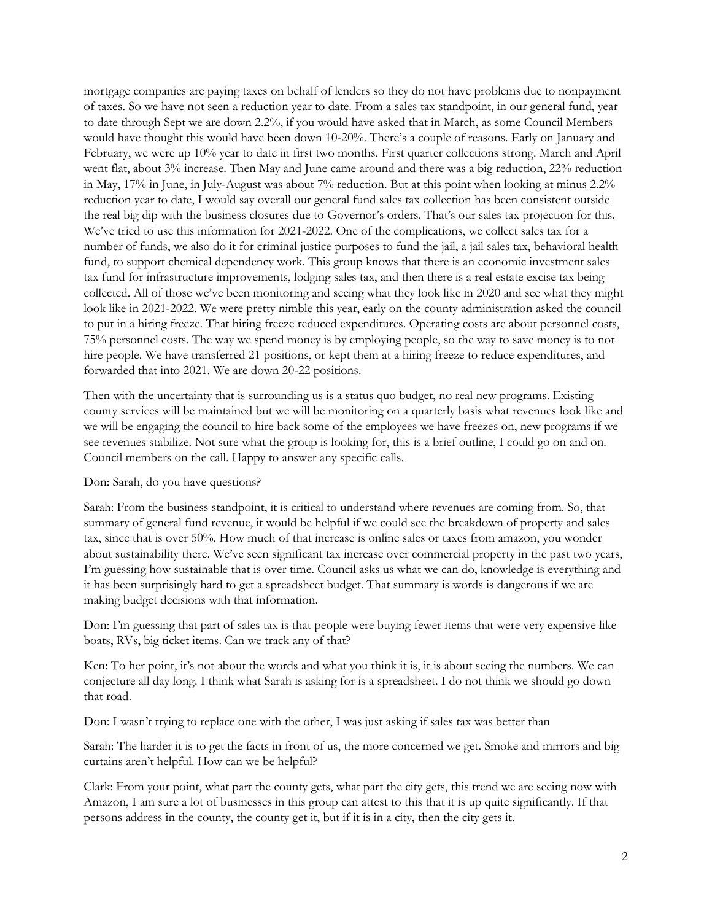mortgage companies are paying taxes on behalf of lenders so they do not have problems due to nonpayment of taxes. So we have not seen a reduction year to date. From a sales tax standpoint, in our general fund, year to date through Sept we are down 2.2%, if you would have asked that in March, as some Council Members would have thought this would have been down 10-20%. There's a couple of reasons. Early on January and February, we were up 10% year to date in first two months. First quarter collections strong. March and April went flat, about 3% increase. Then May and June came around and there was a big reduction, 22% reduction in May, 17% in June, in July-August was about 7% reduction. But at this point when looking at minus 2.2% reduction year to date, I would say overall our general fund sales tax collection has been consistent outside the real big dip with the business closures due to Governor's orders. That's our sales tax projection for this. We've tried to use this information for 2021-2022. One of the complications, we collect sales tax for a number of funds, we also do it for criminal justice purposes to fund the jail, a jail sales tax, behavioral health fund, to support chemical dependency work. This group knows that there is an economic investment sales tax fund for infrastructure improvements, lodging sales tax, and then there is a real estate excise tax being collected. All of those we've been monitoring and seeing what they look like in 2020 and see what they might look like in 2021-2022. We were pretty nimble this year, early on the county administration asked the council to put in a hiring freeze. That hiring freeze reduced expenditures. Operating costs are about personnel costs, 75% personnel costs. The way we spend money is by employing people, so the way to save money is to not hire people. We have transferred 21 positions, or kept them at a hiring freeze to reduce expenditures, and forwarded that into 2021. We are down 20-22 positions.

Then with the uncertainty that is surrounding us is a status quo budget, no real new programs. Existing county services will be maintained but we will be monitoring on a quarterly basis what revenues look like and we will be engaging the council to hire back some of the employees we have freezes on, new programs if we see revenues stabilize. Not sure what the group is looking for, this is a brief outline, I could go on and on. Council members on the call. Happy to answer any specific calls.

Don: Sarah, do you have questions?

Sarah: From the business standpoint, it is critical to understand where revenues are coming from. So, that summary of general fund revenue, it would be helpful if we could see the breakdown of property and sales tax, since that is over 50%. How much of that increase is online sales or taxes from amazon, you wonder about sustainability there. We've seen significant tax increase over commercial property in the past two years, I'm guessing how sustainable that is over time. Council asks us what we can do, knowledge is everything and it has been surprisingly hard to get a spreadsheet budget. That summary is words is dangerous if we are making budget decisions with that information.

Don: I'm guessing that part of sales tax is that people were buying fewer items that were very expensive like boats, RVs, big ticket items. Can we track any of that?

Ken: To her point, it's not about the words and what you think it is, it is about seeing the numbers. We can conjecture all day long. I think what Sarah is asking for is a spreadsheet. I do not think we should go down that road.

Don: I wasn't trying to replace one with the other, I was just asking if sales tax was better than

Sarah: The harder it is to get the facts in front of us, the more concerned we get. Smoke and mirrors and big curtains aren't helpful. How can we be helpful?

Clark: From your point, what part the county gets, what part the city gets, this trend we are seeing now with Amazon, I am sure a lot of businesses in this group can attest to this that it is up quite significantly. If that persons address in the county, the county get it, but if it is in a city, then the city gets it.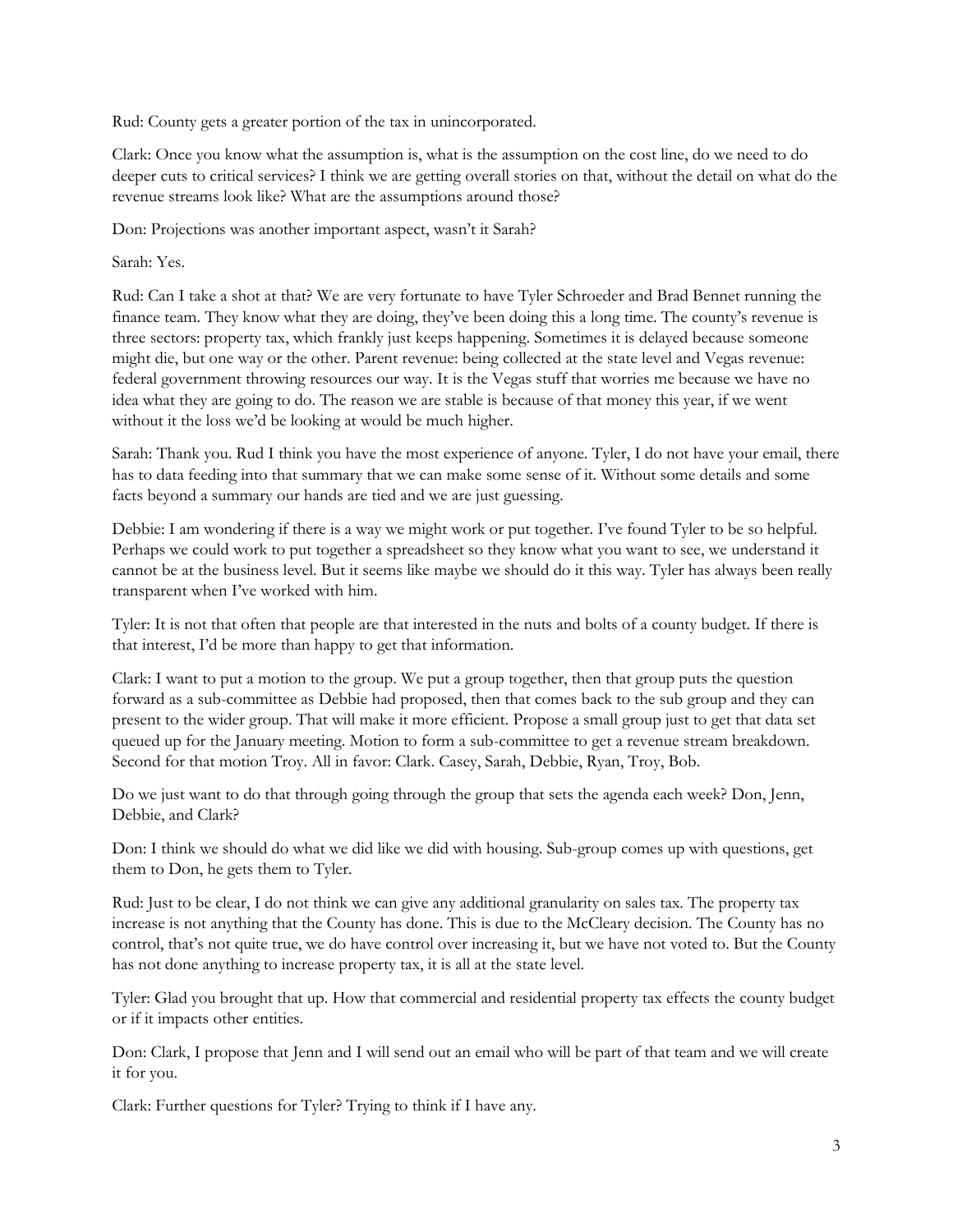Rud: County gets a greater portion of the tax in unincorporated.

Clark: Once you know what the assumption is, what is the assumption on the cost line, do we need to do deeper cuts to critical services? I think we are getting overall stories on that, without the detail on what do the revenue streams look like? What are the assumptions around those?

Don: Projections was another important aspect, wasn't it Sarah?

Sarah: Yes.

Rud: Can I take a shot at that? We are very fortunate to have Tyler Schroeder and Brad Bennet running the finance team. They know what they are doing, they've been doing this a long time. The county's revenue is three sectors: property tax, which frankly just keeps happening. Sometimes it is delayed because someone might die, but one way or the other. Parent revenue: being collected at the state level and Vegas revenue: federal government throwing resources our way. It is the Vegas stuff that worries me because we have no idea what they are going to do. The reason we are stable is because of that money this year, if we went without it the loss we'd be looking at would be much higher.

Sarah: Thank you. Rud I think you have the most experience of anyone. Tyler, I do not have your email, there has to data feeding into that summary that we can make some sense of it. Without some details and some facts beyond a summary our hands are tied and we are just guessing.

Debbie: I am wondering if there is a way we might work or put together. I've found Tyler to be so helpful. Perhaps we could work to put together a spreadsheet so they know what you want to see, we understand it cannot be at the business level. But it seems like maybe we should do it this way. Tyler has always been really transparent when I've worked with him.

Tyler: It is not that often that people are that interested in the nuts and bolts of a county budget. If there is that interest, I'd be more than happy to get that information.

Clark: I want to put a motion to the group. We put a group together, then that group puts the question forward as a sub-committee as Debbie had proposed, then that comes back to the sub group and they can present to the wider group. That will make it more efficient. Propose a small group just to get that data set queued up for the January meeting. Motion to form a sub-committee to get a revenue stream breakdown. Second for that motion Troy. All in favor: Clark. Casey, Sarah, Debbie, Ryan, Troy, Bob.

Do we just want to do that through going through the group that sets the agenda each week? Don, Jenn, Debbie, and Clark?

Don: I think we should do what we did like we did with housing. Sub-group comes up with questions, get them to Don, he gets them to Tyler.

Rud: Just to be clear, I do not think we can give any additional granularity on sales tax. The property tax increase is not anything that the County has done. This is due to the McCleary decision. The County has no control, that's not quite true, we do have control over increasing it, but we have not voted to. But the County has not done anything to increase property tax, it is all at the state level.

Tyler: Glad you brought that up. How that commercial and residential property tax effects the county budget or if it impacts other entities.

Don: Clark, I propose that Jenn and I will send out an email who will be part of that team and we will create it for you.

Clark: Further questions for Tyler? Trying to think if I have any.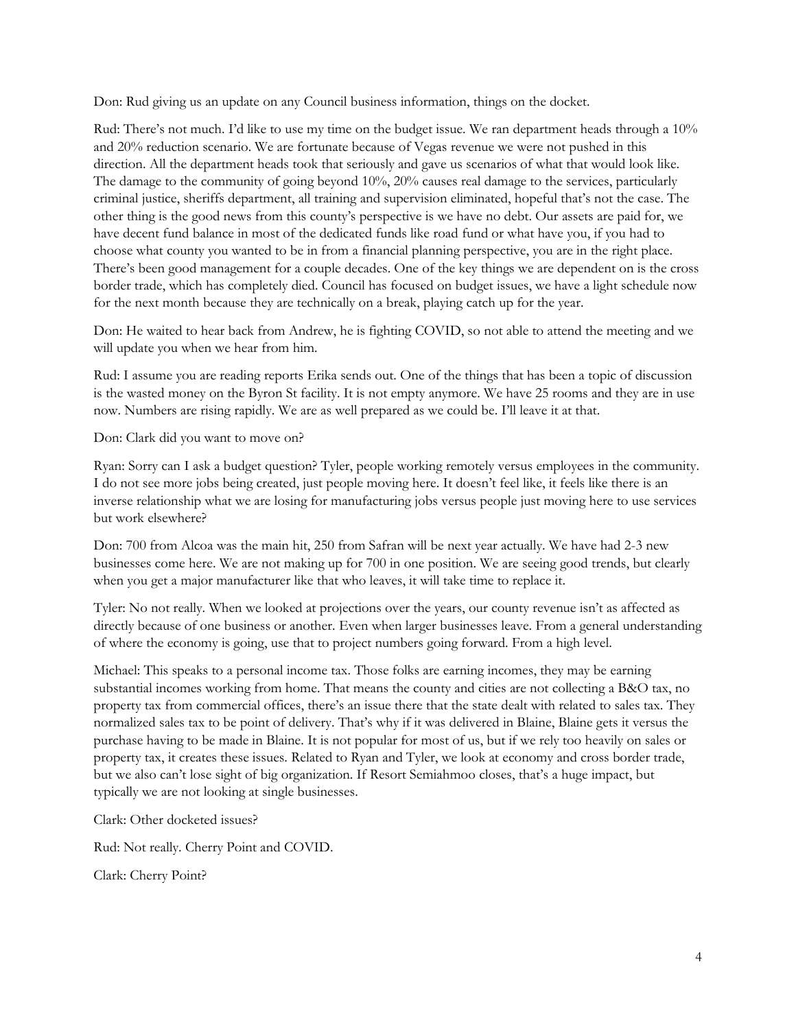Don: Rud giving us an update on any Council business information, things on the docket.

Rud: There's not much. I'd like to use my time on the budget issue. We ran department heads through a 10% and 20% reduction scenario. We are fortunate because of Vegas revenue we were not pushed in this direction. All the department heads took that seriously and gave us scenarios of what that would look like. The damage to the community of going beyond 10%, 20% causes real damage to the services, particularly criminal justice, sheriffs department, all training and supervision eliminated, hopeful that's not the case. The other thing is the good news from this county's perspective is we have no debt. Our assets are paid for, we have decent fund balance in most of the dedicated funds like road fund or what have you, if you had to choose what county you wanted to be in from a financial planning perspective, you are in the right place. There's been good management for a couple decades. One of the key things we are dependent on is the cross border trade, which has completely died. Council has focused on budget issues, we have a light schedule now for the next month because they are technically on a break, playing catch up for the year.

Don: He waited to hear back from Andrew, he is fighting COVID, so not able to attend the meeting and we will update you when we hear from him.

Rud: I assume you are reading reports Erika sends out. One of the things that has been a topic of discussion is the wasted money on the Byron St facility. It is not empty anymore. We have 25 rooms and they are in use now. Numbers are rising rapidly. We are as well prepared as we could be. I'll leave it at that.

Don: Clark did you want to move on?

Ryan: Sorry can I ask a budget question? Tyler, people working remotely versus employees in the community. I do not see more jobs being created, just people moving here. It doesn't feel like, it feels like there is an inverse relationship what we are losing for manufacturing jobs versus people just moving here to use services but work elsewhere?

Don: 700 from Alcoa was the main hit, 250 from Safran will be next year actually. We have had 2-3 new businesses come here. We are not making up for 700 in one position. We are seeing good trends, but clearly when you get a major manufacturer like that who leaves, it will take time to replace it.

Tyler: No not really. When we looked at projections over the years, our county revenue isn't as affected as directly because of one business or another. Even when larger businesses leave. From a general understanding of where the economy is going, use that to project numbers going forward. From a high level.

Michael: This speaks to a personal income tax. Those folks are earning incomes, they may be earning substantial incomes working from home. That means the county and cities are not collecting a B&O tax, no property tax from commercial offices, there's an issue there that the state dealt with related to sales tax. They normalized sales tax to be point of delivery. That's why if it was delivered in Blaine, Blaine gets it versus the purchase having to be made in Blaine. It is not popular for most of us, but if we rely too heavily on sales or property tax, it creates these issues. Related to Ryan and Tyler, we look at economy and cross border trade, but we also can't lose sight of big organization. If Resort Semiahmoo closes, that's a huge impact, but typically we are not looking at single businesses.

Clark: Other docketed issues?

Rud: Not really. Cherry Point and COVID.

Clark: Cherry Point?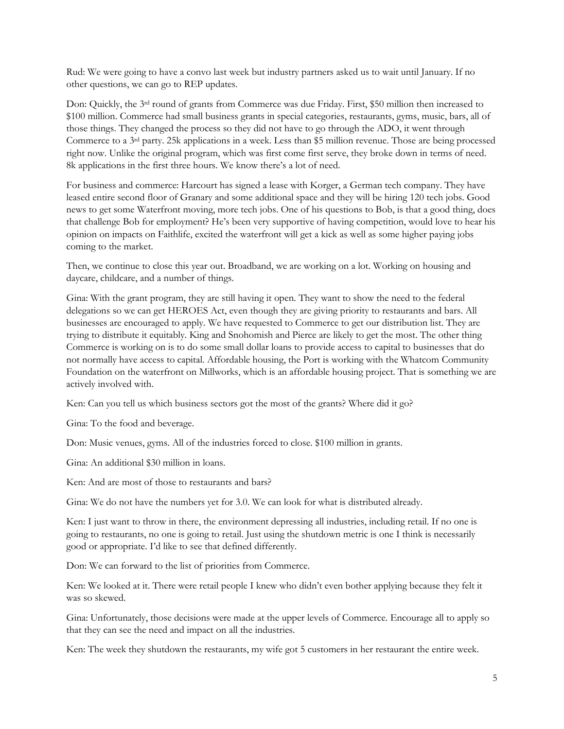Rud: We were going to have a convo last week but industry partners asked us to wait until January. If no other questions, we can go to REP updates.

Don: Quickly, the 3rd round of grants from Commerce was due Friday. First, $50 million then increased to $100 million. Commerce had small business grants in special categories, restaurants, gyms, music, bars, all of those things. They changed the process so they did not have to go through the ADO, it went through Commerce to a 3rd party. 25k applications in a week. Less than $5 million revenue. Those are being processed right now. Unlike the original program, which was first come first serve, they broke down in terms of need. 8k applications in the first three hours. We know there's a lot of need.

For business and commerce: Harcourt has signed a lease with Korger, a German tech company. They have leased entire second floor of Granary and some additional space and they will be hiring 120 tech jobs. Good news to get some Waterfront moving, more tech jobs. One of his questions to Bob, is that a good thing, does that challenge Bob for employment? He's been very supportive of having competition, would love to hear his opinion on impacts on Faithlife, excited the waterfront will get a kick as well as some higher paying jobs coming to the market.

Then, we continue to close this year out. Broadband, we are working on a lot. Working on housing and daycare, childcare, and a number of things.

Gina: With the grant program, they are still having it open. They want to show the need to the federal delegations so we can get HEROES Act, even though they are giving priority to restaurants and bars. All businesses are encouraged to apply. We have requested to Commerce to get our distribution list. They are trying to distribute it equitably. King and Snohomish and Pierce are likely to get the most. The other thing Commerce is working on is to do some small dollar loans to provide access to capital to businesses that do not normally have access to capital. Affordable housing, the Port is working with the Whatcom Community Foundation on the waterfront on Millworks, which is an affordable housing project. That is something we are actively involved with.

Ken: Can you tell us which business sectors got the most of the grants? Where did it go?

Gina: To the food and beverage.

Don: Music venues, gyms. All of the industries forced to close. $100 million in grants.

Gina: An additional $30 million in loans.

Ken: And are most of those to restaurants and bars?

Gina: We do not have the numbers yet for 3.0. We can look for what is distributed already.

Ken: I just want to throw in there, the environment depressing all industries, including retail. If no one is going to restaurants, no one is going to retail. Just using the shutdown metric is one I think is necessarily good or appropriate. I'd like to see that defined differently.

Don: We can forward to the list of priorities from Commerce.

Ken: We looked at it. There were retail people I knew who didn't even bother applying because they felt it was so skewed.

Gina: Unfortunately, those decisions were made at the upper levels of Commerce. Encourage all to apply so that they can see the need and impact on all the industries.

Ken: The week they shutdown the restaurants, my wife got 5 customers in her restaurant the entire week.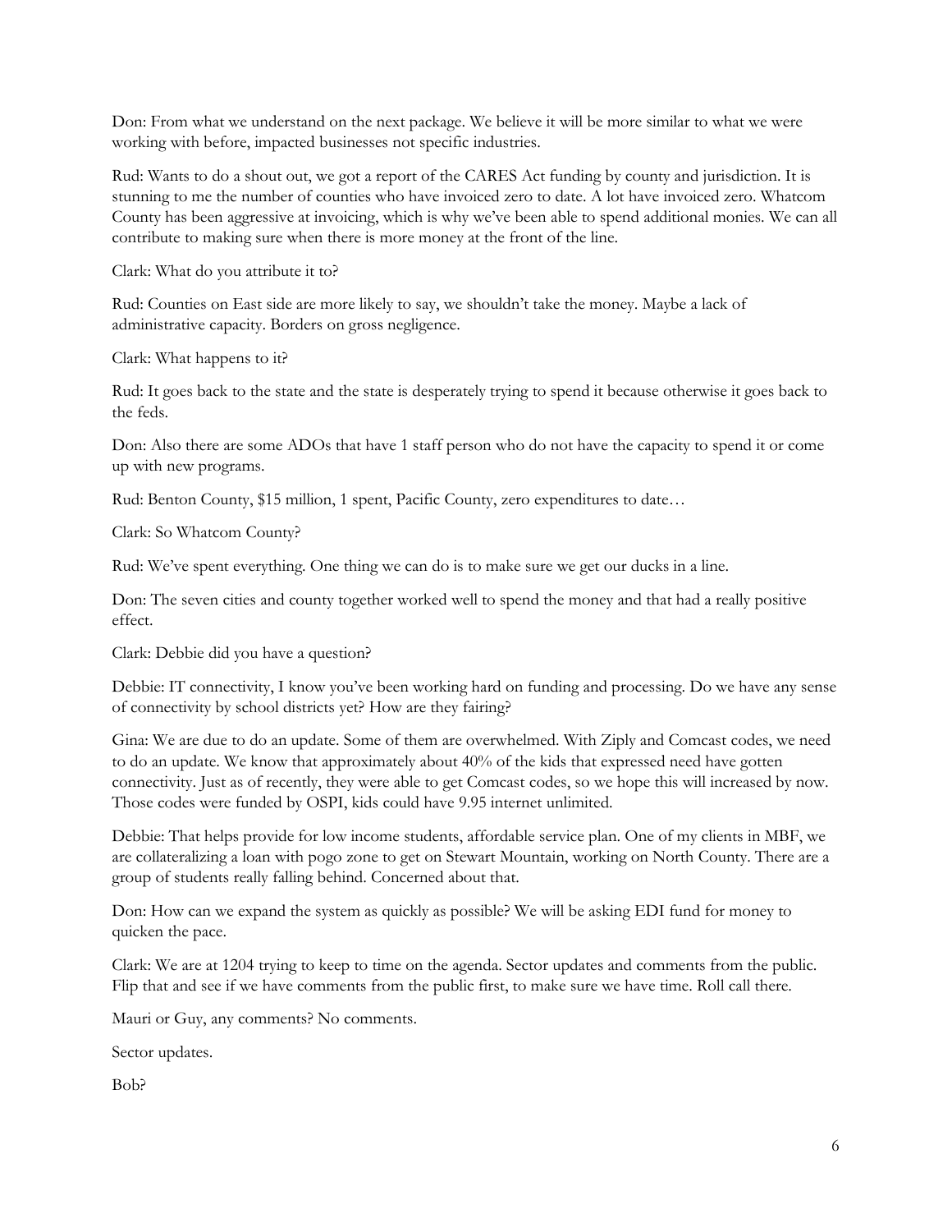Don: From what we understand on the next package. We believe it will be more similar to what we were working with before, impacted businesses not specific industries.

Rud: Wants to do a shout out, we got a report of the CARES Act funding by county and jurisdiction. It is stunning to me the number of counties who have invoiced zero to date. A lot have invoiced zero. Whatcom County has been aggressive at invoicing, which is why we've been able to spend additional monies. We can all contribute to making sure when there is more money at the front of the line.

Clark: What do you attribute it to?

Rud: Counties on East side are more likely to say, we shouldn't take the money. Maybe a lack of administrative capacity. Borders on gross negligence.

Clark: What happens to it?

Rud: It goes back to the state and the state is desperately trying to spend it because otherwise it goes back to the feds.

Don: Also there are some ADOs that have 1 staff person who do not have the capacity to spend it or come up with new programs.

Rud: Benton County, $15 million, 1 spent, Pacific County, zero expenditures to date…

Clark: So Whatcom County?

Rud: We've spent everything. One thing we can do is to make sure we get our ducks in a line.

Don: The seven cities and county together worked well to spend the money and that had a really positive effect.

Clark: Debbie did you have a question?

Debbie: IT connectivity, I know you've been working hard on funding and processing. Do we have any sense of connectivity by school districts yet? How are they fairing?

Gina: We are due to do an update. Some of them are overwhelmed. With Ziply and Comcast codes, we need to do an update. We know that approximately about 40% of the kids that expressed need have gotten connectivity. Just as of recently, they were able to get Comcast codes, so we hope this will increased by now. Those codes were funded by OSPI, kids could have 9.95 internet unlimited.

Debbie: That helps provide for low income students, affordable service plan. One of my clients in MBF, we are collateralizing a loan with pogo zone to get on Stewart Mountain, working on North County. There are a group of students really falling behind. Concerned about that.

Don: How can we expand the system as quickly as possible? We will be asking EDI fund for money to quicken the pace.

Clark: We are at 1204 trying to keep to time on the agenda. Sector updates and comments from the public. Flip that and see if we have comments from the public first, to make sure we have time. Roll call there.

Mauri or Guy, any comments? No comments.

Sector updates.

Bob?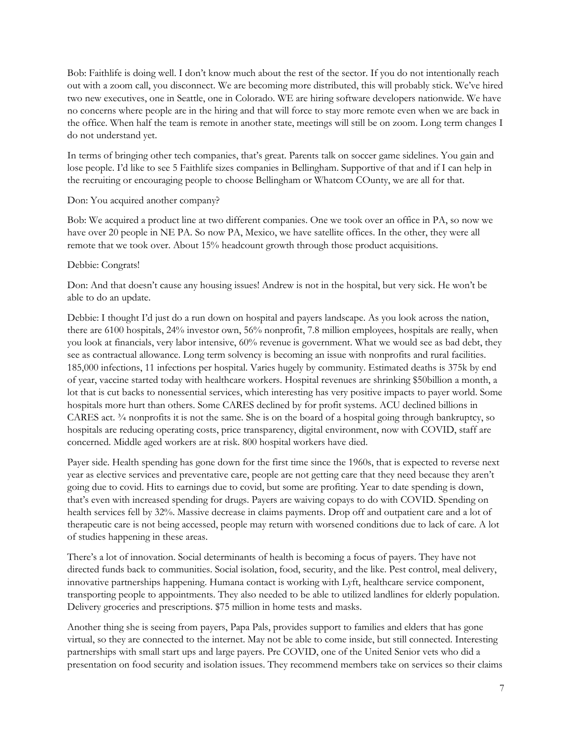Bob: Faithlife is doing well. I don't know much about the rest of the sector. If you do not intentionally reach out with a zoom call, you disconnect. We are becoming more distributed, this will probably stick. We've hired two new executives, one in Seattle, one in Colorado. WE are hiring software developers nationwide. We have no concerns where people are in the hiring and that will force to stay more remote even when we are back in the office. When half the team is remote in another state, meetings will still be on zoom. Long term changes I do not understand yet.

In terms of bringing other tech companies, that's great. Parents talk on soccer game sidelines. You gain and lose people. I'd like to see 5 Faithlife sizes companies in Bellingham. Supportive of that and if I can help in the recruiting or encouraging people to choose Bellingham or Whatcom COunty, we are all for that.

Don: You acquired another company?

Bob: We acquired a product line at two different companies. One we took over an office in PA, so now we have over 20 people in NE PA. So now PA, Mexico, we have satellite offices. In the other, they were all remote that we took over. About 15% headcount growth through those product acquisitions.

Debbie: Congrats!

Don: And that doesn't cause any housing issues! Andrew is not in the hospital, but very sick. He won't be able to do an update.

Debbie: I thought I'd just do a run down on hospital and payers landscape. As you look across the nation, there are 6100 hospitals, 24% investor own, 56% nonprofit, 7.8 million employees, hospitals are really, when you look at financials, very labor intensive, 60% revenue is government. What we would see as bad debt, they see as contractual allowance. Long term solvency is becoming an issue with nonprofits and rural facilities. 185,000 infections, 11 infections per hospital. Varies hugely by community. Estimated deaths is 375k by end of year, vaccine started today with healthcare workers. Hospital revenues are shrinking $50billion a month, a lot that is cut backs to nonessential services, which interesting has very positive impacts to payer world. Some hospitals more hurt than others. Some CARES declined by for profit systems. ACU declined billions in CARES act. ¾ nonprofits it is not the same. She is on the board of a hospital going through bankruptcy, so hospitals are reducing operating costs, price transparency, digital environment, now with COVID, staff are concerned. Middle aged workers are at risk. 800 hospital workers have died.

Payer side. Health spending has gone down for the first time since the 1960s, that is expected to reverse next year as elective services and preventative care, people are not getting care that they need because they aren't going due to covid. Hits to earnings due to covid, but some are profiting. Year to date spending is down, that's even with increased spending for drugs. Payers are waiving copays to do with COVID. Spending on health services fell by 32%. Massive decrease in claims payments. Drop off and outpatient care and a lot of therapeutic care is not being accessed, people may return with worsened conditions due to lack of care. A lot of studies happening in these areas.

There's a lot of innovation. Social determinants of health is becoming a focus of payers. They have not directed funds back to communities. Social isolation, food, security, and the like. Pest control, meal delivery, innovative partnerships happening. Humana contact is working with Lyft, healthcare service component, transporting people to appointments. They also needed to be able to utilized landlines for elderly population. Delivery groceries and prescriptions. $75 million in home tests and masks.

Another thing she is seeing from payers, Papa Pals, provides support to families and elders that has gone virtual, so they are connected to the internet. May not be able to come inside, but still connected. Interesting partnerships with small start ups and large payers. Pre COVID, one of the United Senior vets who did a presentation on food security and isolation issues. They recommend members take on services so their claims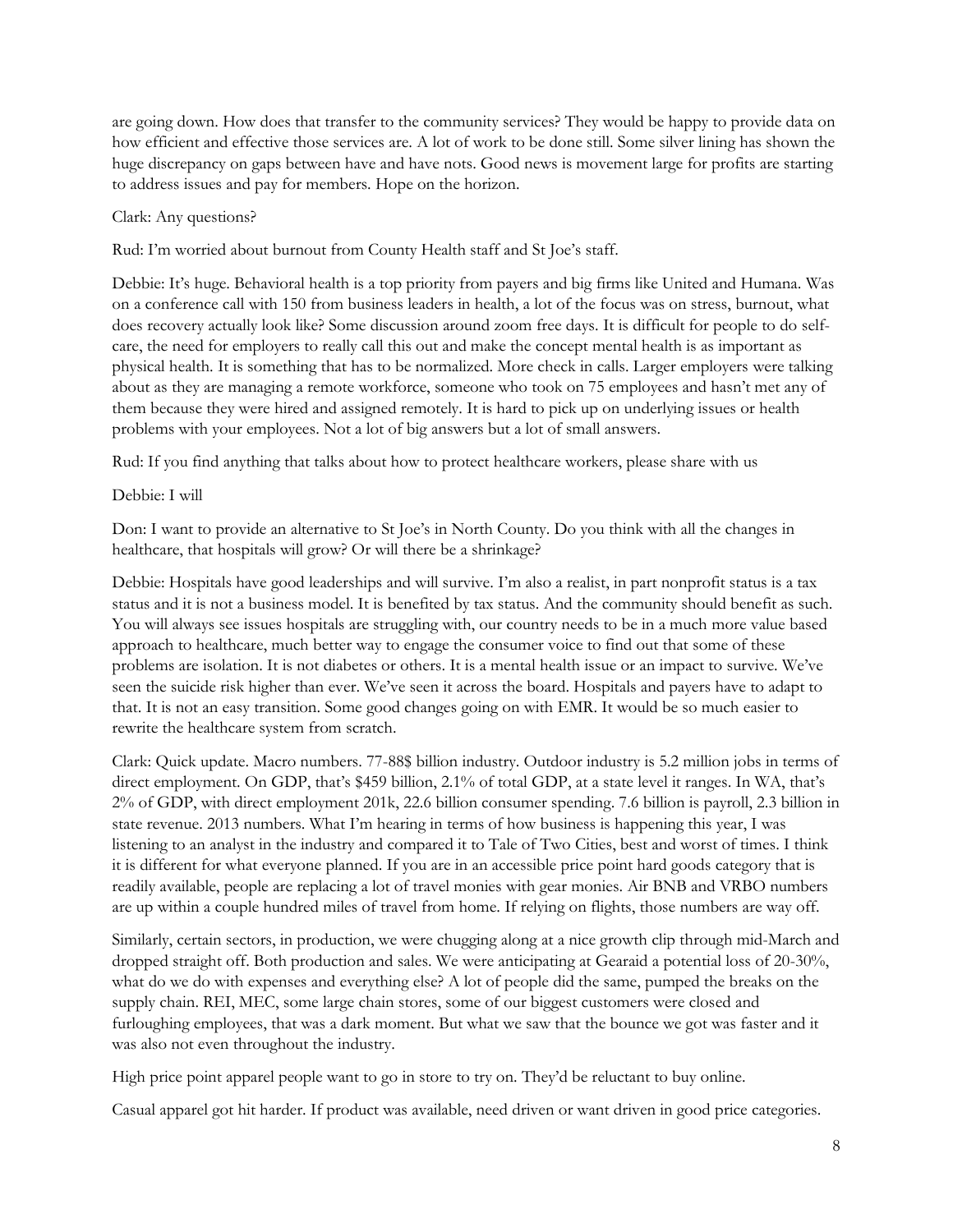are going down. How does that transfer to the community services? They would be happy to provide data on how efficient and effective those services are. A lot of work to be done still. Some silver lining has shown the huge discrepancy on gaps between have and have nots. Good news is movement large for profits are starting to address issues and pay for members. Hope on the horizon.

Clark: Any questions?

Rud: I'm worried about burnout from County Health staff and St Joe's staff.

Debbie: It's huge. Behavioral health is a top priority from payers and big firms like United and Humana. Was on a conference call with 150 from business leaders in health, a lot of the focus was on stress, burnout, what does recovery actually look like? Some discussion around zoom free days. It is difficult for people to do self-care, the need for employers to really call this out and make the concept mental health is as important as physical health. It is something that has to be normalized. More check in calls. Larger employers were talking about as they are managing a remote workforce, someone who took on 75 employees and hasn't met any of them because they were hired and assigned remotely. It is hard to pick up on underlying issues or health problems with your employees. Not a lot of big answers but a lot of small answers.

Rud: If you find anything that talks about how to protect healthcare workers, please share with us

Debbie: I will

Don: I want to provide an alternative to St Joe's in North County. Do you think with all the changes in healthcare, that hospitals will grow? Or will there be a shrinkage?

Debbie: Hospitals have good leaderships and will survive. I'm also a realist, in part nonprofit status is a tax status and it is not a business model. It is benefited by tax status. And the community should benefit as such. You will always see issues hospitals are struggling with, our country needs to be in a much more value based approach to healthcare, much better way to engage the consumer voice to find out that some of these problems are isolation. It is not diabetes or others. It is a mental health issue or an impact to survive. We've seen the suicide risk higher than ever. We've seen it across the board. Hospitals and payers have to adapt to that. It is not an easy transition. Some good changes going on with EMR. It would be so much easier to rewrite the healthcare system from scratch.

Clark: Quick update. Macro numbers. 77-88$ billion industry. Outdoor industry is 5.2 million jobs in terms of direct employment. On GDP, that's $459 billion, 2.1% of total GDP, at a state level it ranges. In WA, that's 2% of GDP, with direct employment 201k, 22.6 billion consumer spending. 7.6 billion is payroll, 2.3 billion in state revenue. 2013 numbers. What I'm hearing in terms of how business is happening this year, I was listening to an analyst in the industry and compared it to Tale of Two Cities, best and worst of times. I think it is different for what everyone planned. If you are in an accessible price point hard goods category that is readily available, people are replacing a lot of travel monies with gear monies. Air BNB and VRBO numbers are up within a couple hundred miles of travel from home. If relying on flights, those numbers are way off.

Similarly, certain sectors, in production, we were chugging along at a nice growth clip through mid-March and dropped straight off. Both production and sales. We were anticipating at Gearaid a potential loss of 20-30%, what do we do with expenses and everything else? A lot of people did the same, pumped the breaks on the supply chain. REI, MEC, some large chain stores, some of our biggest customers were closed and furloughing employees, that was a dark moment. But what we saw that the bounce we got was faster and it was also not even throughout the industry.

High price point apparel people want to go in store to try on. They'd be reluctant to buy online.

Casual apparel got hit harder. If product was available, need driven or want driven in good price categories.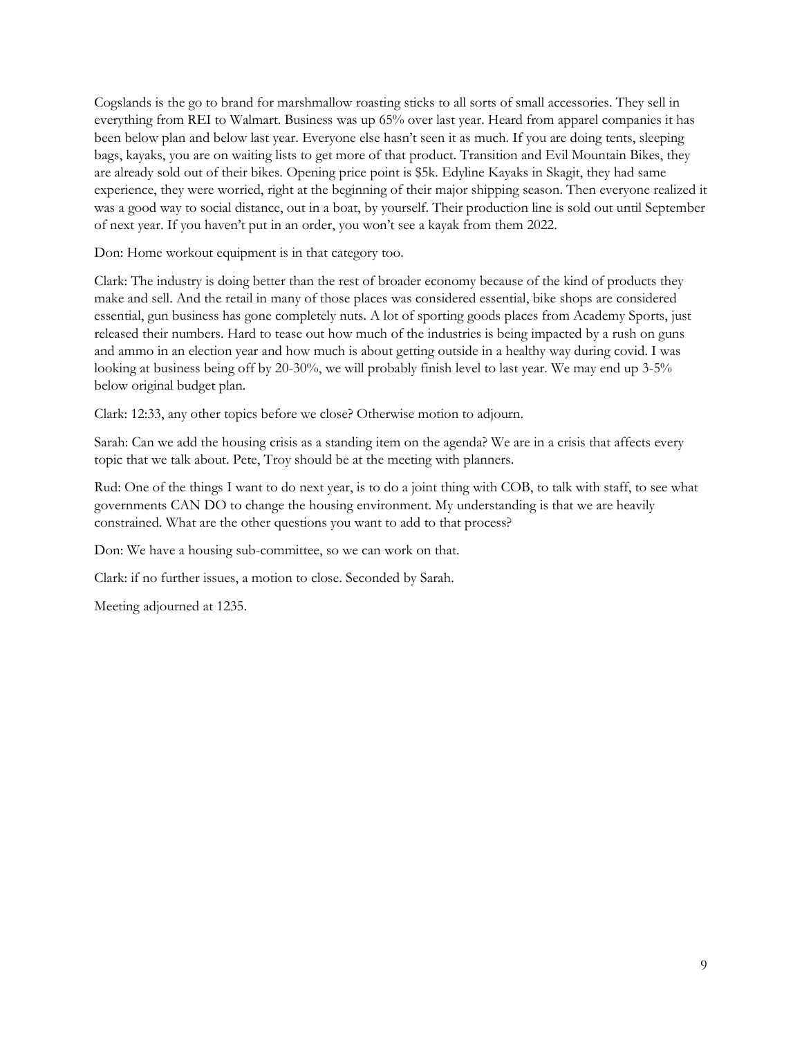Cogslands is the go to brand for marshmallow roasting sticks to all sorts of small accessories. They sell in everything from REI to Walmart. Business was up 65% over last year. Heard from apparel companies it has been below plan and below last year. Everyone else hasn't seen it as much. If you are doing tents, sleeping bags, kayaks, you are on waiting lists to get more of that product. Transition and Evil Mountain Bikes, they are already sold out of their bikes. Opening price point is $5k. Edyline Kayaks in Skagit, they had same experience, they were worried, right at the beginning of their major shipping season. Then everyone realized it was a good way to social distance, out in a boat, by yourself. Their production line is sold out until September of next year. If you haven't put in an order, you won't see a kayak from them 2022.

Don: Home workout equipment is in that category too.

Clark: The industry is doing better than the rest of broader economy because of the kind of products they make and sell. And the retail in many of those places was considered essential, bike shops are considered essential, gun business has gone completely nuts. A lot of sporting goods places from Academy Sports, just released their numbers. Hard to tease out how much of the industries is being impacted by a rush on guns and ammo in an election year and how much is about getting outside in a healthy way during covid. I was looking at business being off by 20-30%, we will probably finish level to last year. We may end up 3-5% below original budget plan.

Clark: 12:33, any other topics before we close? Otherwise motion to adjourn.

Sarah: Can we add the housing crisis as a standing item on the agenda? We are in a crisis that affects every topic that we talk about. Pete, Troy should be at the meeting with planners.

Rud: One of the things I want to do next year, is to do a joint thing with COB, to talk with staff, to see what governments CAN DO to change the housing environment. My understanding is that we are heavily constrained. What are the other questions you want to add to that process?

Don: We have a housing sub-committee, so we can work on that.

Clark: if no further issues, a motion to close. Seconded by Sarah.

Meeting adjourned at 1235.